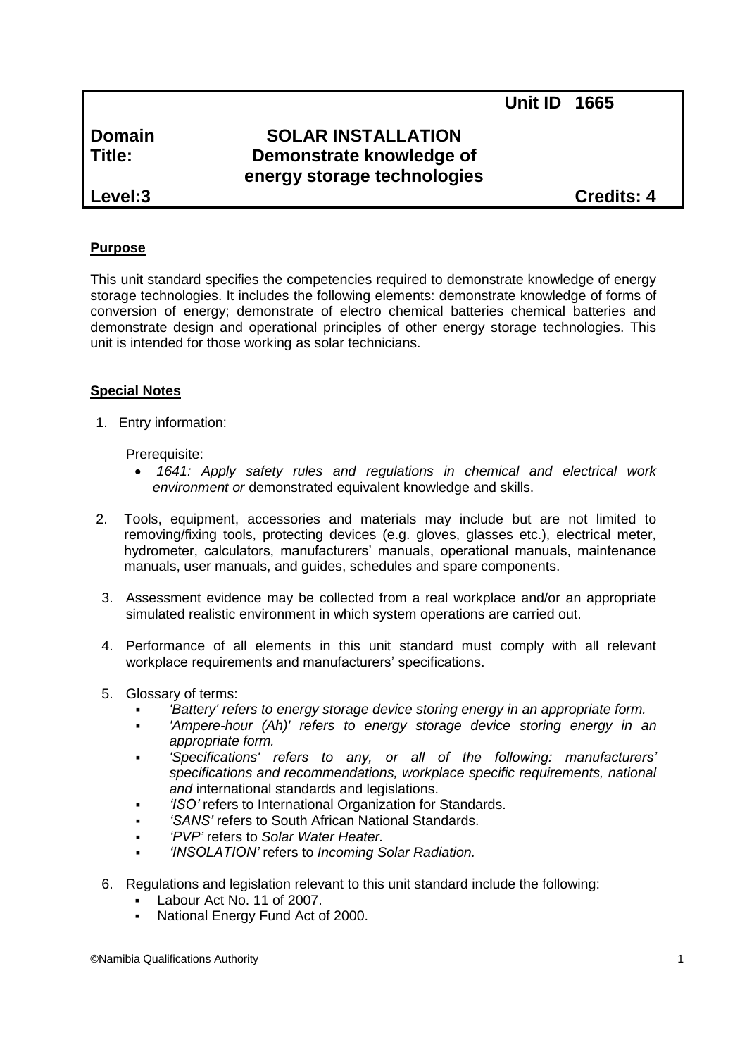| | | Unit ID 1665 |
|---|---|---|
| **Domain** | **SOLAR INSTALLATION** | |
| **Title:** | **Demonstrate knowledge of energy storage technologies** | |
| **Level:3** | | **Credits: 4** |

## Purpose

This unit standard specifies the competencies required to demonstrate knowledge of energy storage technologies. It includes the following elements: demonstrate knowledge of forms of conversion of energy; demonstrate of electro chemical batteries chemical batteries and demonstrate design and operational principles of other energy storage technologies. This unit is intended for those working as solar technicians.

## Special Notes

1. Entry information:

   Prerequisite:
   - *1641: Apply safety rules and regulations in chemical and electrical work environment or* demonstrated equivalent knowledge and skills.

2. Tools, equipment, accessories and materials may include but are not limited to removing/fixing tools, protecting devices (e.g. gloves, glasses etc.), electrical meter, hydrometer, calculators, manufacturers' manuals, operational manuals, maintenance manuals, user manuals, and guides, schedules and spare components.

3. Assessment evidence may be collected from a real workplace and/or an appropriate simulated realistic environment in which system operations are carried out.

4. Performance of all elements in this unit standard must comply with all relevant workplace requirements and manufacturers' specifications.

5. Glossary of terms:
   - *'Battery' refers to energy storage device storing energy in an appropriate form.*
   - *'Ampere-hour (Ah)' refers to energy storage device storing energy in an appropriate form.*
   - *'Specifications' refers to any, or all of the following: manufacturers' specifications and recommendations, workplace specific requirements, national and* international standards and legislations.
   - *'ISO'* refers to International Organization for Standards.
   - *'SANS'* refers to South African National Standards.
   - *'PVP'* refers to *Solar Water Heater.*
   - *'INSOLATION'* refers to *Incoming Solar Radiation.*

6. Regulations and legislation relevant to this unit standard include the following:
   - Labour Act No. 11 of 2007.
   - National Energy Fund Act of 2000.

©Namibia Qualifications Authority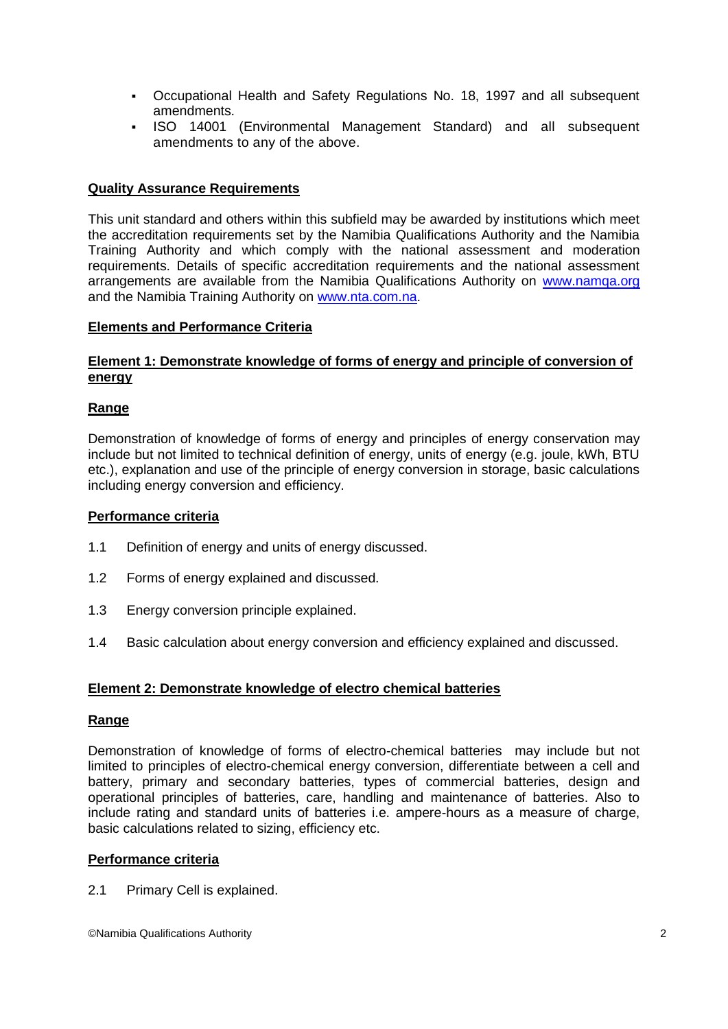- Occupational Health and Safety Regulations No. 18, 1997 and all subsequent amendments.
- ISO 14001 (Environmental Management Standard) and all subsequent amendments to any of the above.

**Quality Assurance Requirements**

This unit standard and others within this subfield may be awarded by institutions which meet the accreditation requirements set by the Namibia Qualifications Authority and the Namibia Training Authority and which comply with the national assessment and moderation requirements. Details of specific accreditation requirements and the national assessment arrangements are available from the Namibia Qualifications Authority on www.namqa.org and the Namibia Training Authority on www.nta.com.na.

**Elements and Performance Criteria**

**Element 1: Demonstrate knowledge of forms of energy and principle of conversion of energy**

**Range**

Demonstration of knowledge of forms of energy and principles of energy conservation may include but not limited to technical definition of energy, units of energy (e.g. joule, kWh, BTU etc.), explanation and use of the principle of energy conversion in storage, basic calculations including energy conversion and efficiency.

**Performance criteria**

1.1 Definition of energy and units of energy discussed.

1.2 Forms of energy explained and discussed.

1.3 Energy conversion principle explained.

1.4 Basic calculation about energy conversion and efficiency explained and discussed.

**Element 2: Demonstrate knowledge of electro chemical batteries**

**Range**

Demonstration of knowledge of forms of electro-chemical batteries may include but not limited to principles of electro-chemical energy conversion, differentiate between a cell and battery, primary and secondary batteries, types of commercial batteries, design and operational principles of batteries, care, handling and maintenance of batteries. Also to include rating and standard units of batteries i.e. ampere-hours as a measure of charge, basic calculations related to sizing, efficiency etc.

**Performance criteria**

2.1 Primary Cell is explained.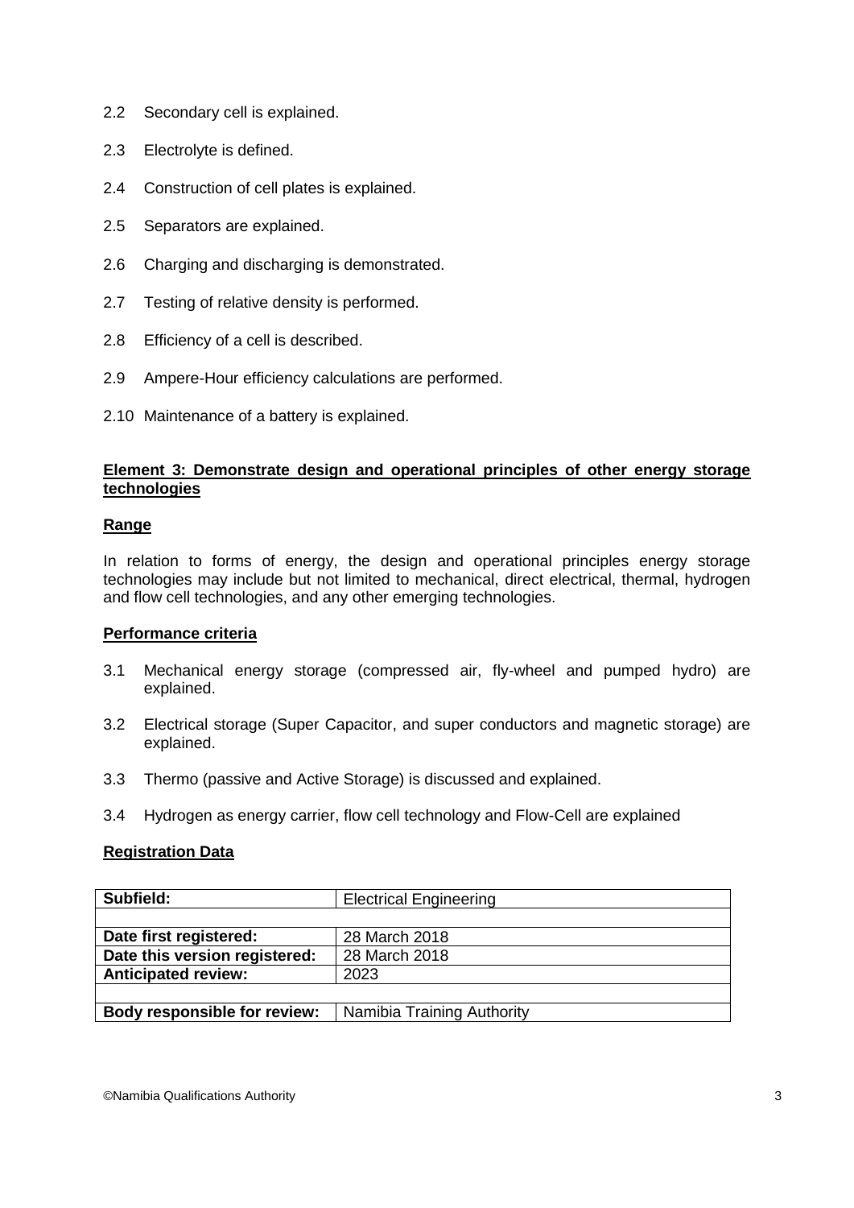2.2 Secondary cell is explained.

2.3 Electrolyte is defined.

2.4 Construction of cell plates is explained.

2.5 Separators are explained.

2.6 Charging and discharging is demonstrated.

2.7 Testing of relative density is performed.

2.8 Efficiency of a cell is described.

2.9 Ampere-Hour efficiency calculations are performed.

2.10 Maintenance of a battery is explained.

**Element 3: Demonstrate design and operational principles of other energy storage technologies**

**Range**

In relation to forms of energy, the design and operational principles energy storage technologies may include but not limited to mechanical, direct electrical, thermal, hydrogen and flow cell technologies, and any other emerging technologies.

**Performance criteria**

3.1 Mechanical energy storage (compressed air, fly-wheel and pumped hydro) are explained.

3.2 Electrical storage (Super Capacitor, and super conductors and magnetic storage) are explained.

3.3 Thermo (passive and Active Storage) is discussed and explained.

3.4 Hydrogen as energy carrier, flow cell technology and Flow-Cell are explained

**Registration Data**

| | |
|---|---|
| **Subfield:** | Electrical Engineering |
| | |
| **Date first registered:** | 28 March 2018 |
| **Date this version registered:** | 28 March 2018 |
| **Anticipated review:** | 2023 |
| | |
| **Body responsible for review:** | Namibia Training Authority |